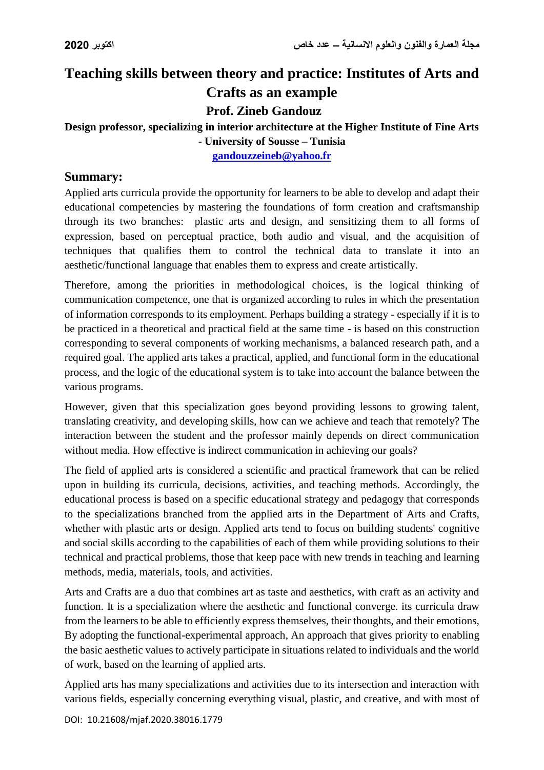# Teaching skills between theory and practice: Institutes of Arts and Crafts as an example

**Prof. Zineb Gandouz**

**Design professor, specializing in interior architecture at the Higher Institute of Fine Arts - University of Sousse – Tunisia**

**gandouzzeineb@yahoo.fr**

## Summary:

Applied arts curricula provide the opportunity for learners to be able to develop and adapt their educational competencies by mastering the foundations of form creation and craftsmanship through its two branches: plastic arts and design, and sensitizing them to all forms of expression, based on perceptual practice, both audio and visual, and the acquisition of techniques that qualifies them to control the technical data to translate it into an aesthetic/functional language that enables them to express and create artistically.

Therefore, among the priorities in methodological choices, is the logical thinking of communication competence, one that is organized according to rules in which the presentation of information corresponds to its employment. Perhaps building a strategy - especially if it is to be practiced in a theoretical and practical field at the same time - is based on this construction corresponding to several components of working mechanisms, a balanced research path, and a required goal. The applied arts takes a practical, applied, and functional form in the educational process, and the logic of the educational system is to take into account the balance between the various programs.

However, given that this specialization goes beyond providing lessons to growing talent, translating creativity, and developing skills, how can we achieve and teach that remotely? The interaction between the student and the professor mainly depends on direct communication without media. How effective is indirect communication in achieving our goals?

The field of applied arts is considered a scientific and practical framework that can be relied upon in building its curricula, decisions, activities, and teaching methods. Accordingly, the educational process is based on a specific educational strategy and pedagogy that corresponds to the specializations branched from the applied arts in the Department of Arts and Crafts, whether with plastic arts or design. Applied arts tend to focus on building students' cognitive and social skills according to the capabilities of each of them while providing solutions to their technical and practical problems, those that keep pace with new trends in teaching and learning methods, media, materials, tools, and activities.

Arts and Crafts are a duo that combines art as taste and aesthetics, with craft as an activity and function. It is a specialization where the aesthetic and functional converge. its curricula draw from the learners to be able to efficiently express themselves, their thoughts, and their emotions, By adopting the functional-experimental approach, An approach that gives priority to enabling the basic aesthetic values to actively participate in situations related to individuals and the world of work, based on the learning of applied arts.

Applied arts has many specializations and activities due to its intersection and interaction with various fields, especially concerning everything visual, plastic, and creative, and with most of

DOI: 10.21608/mjaf.2020.38016.1779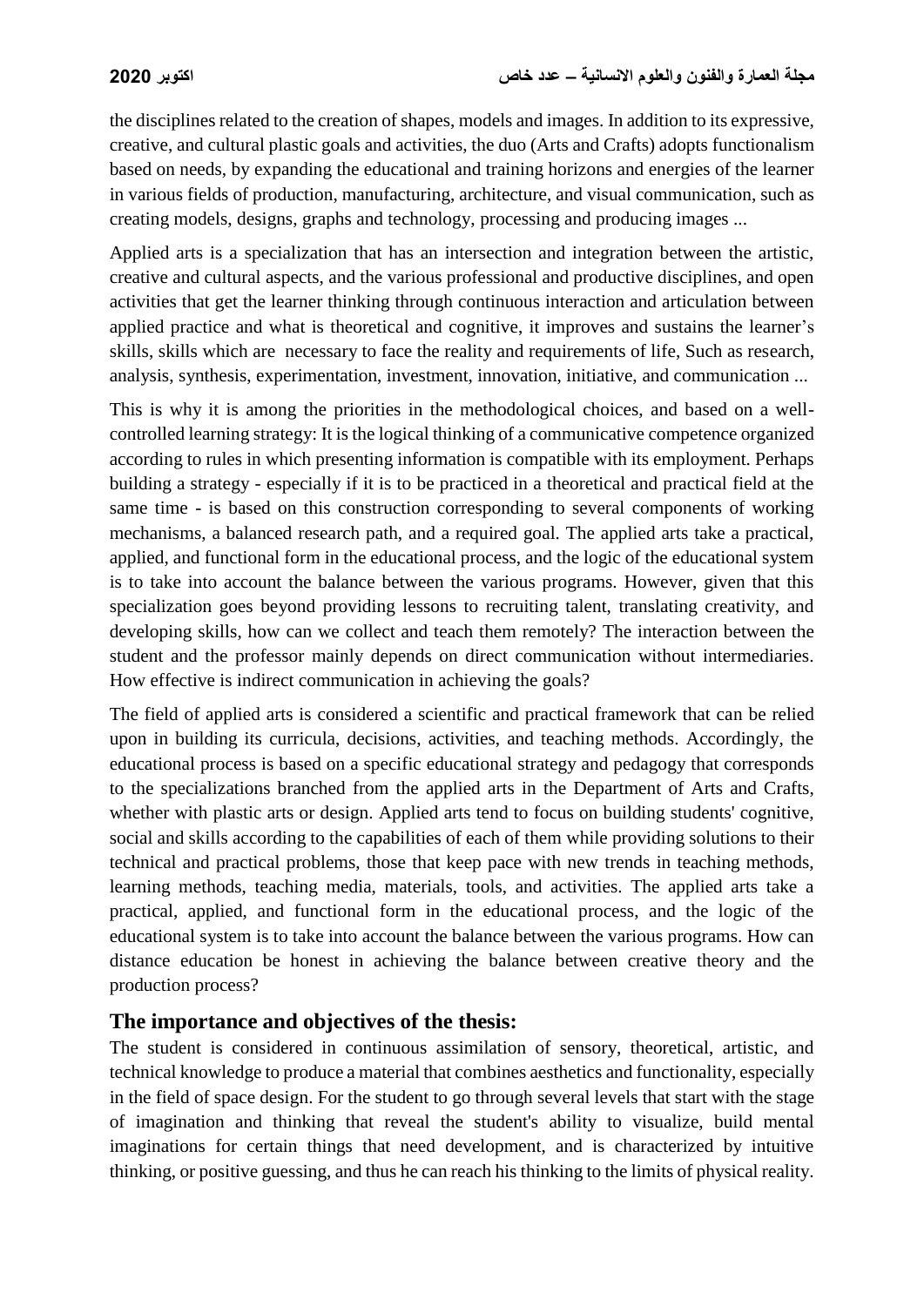the disciplines related to the creation of shapes, models and images. In addition to its expressive, creative, and cultural plastic goals and activities, the duo (Arts and Crafts) adopts functionalism based on needs, by expanding the educational and training horizons and energies of the learner in various fields of production, manufacturing, architecture, and visual communication, such as creating models, designs, graphs and technology, processing and producing images ...

Applied arts is a specialization that has an intersection and integration between the artistic, creative and cultural aspects, and the various professional and productive disciplines, and open activities that get the learner thinking through continuous interaction and articulation between applied practice and what is theoretical and cognitive, it improves and sustains the learner's skills, skills which are necessary to face the reality and requirements of life, Such as research, analysis, synthesis, experimentation, investment, innovation, initiative, and communication ...

This is why it is among the priorities in the methodological choices, and based on a well-controlled learning strategy: It is the logical thinking of a communicative competence organized according to rules in which presenting information is compatible with its employment. Perhaps building a strategy - especially if it is to be practiced in a theoretical and practical field at the same time - is based on this construction corresponding to several components of working mechanisms, a balanced research path, and a required goal. The applied arts take a practical, applied, and functional form in the educational process, and the logic of the educational system is to take into account the balance between the various programs. However, given that this specialization goes beyond providing lessons to recruiting talent, translating creativity, and developing skills, how can we collect and teach them remotely? The interaction between the student and the professor mainly depends on direct communication without intermediaries. How effective is indirect communication in achieving the goals?

The field of applied arts is considered a scientific and practical framework that can be relied upon in building its curricula, decisions, activities, and teaching methods. Accordingly, the educational process is based on a specific educational strategy and pedagogy that corresponds to the specializations branched from the applied arts in the Department of Arts and Crafts, whether with plastic arts or design. Applied arts tend to focus on building students' cognitive, social and skills according to the capabilities of each of them while providing solutions to their technical and practical problems, those that keep pace with new trends in teaching methods, learning methods, teaching media, materials, tools, and activities. The applied arts take a practical, applied, and functional form in the educational process, and the logic of the educational system is to take into account the balance between the various programs. How can distance education be honest in achieving the balance between creative theory and the production process?

## The importance and objectives of the thesis:

The student is considered in continuous assimilation of sensory, theoretical, artistic, and technical knowledge to produce a material that combines aesthetics and functionality, especially in the field of space design. For the student to go through several levels that start with the stage of imagination and thinking that reveal the student's ability to visualize, build mental imaginations for certain things that need development, and is characterized by intuitive thinking, or positive guessing, and thus he can reach his thinking to the limits of physical reality.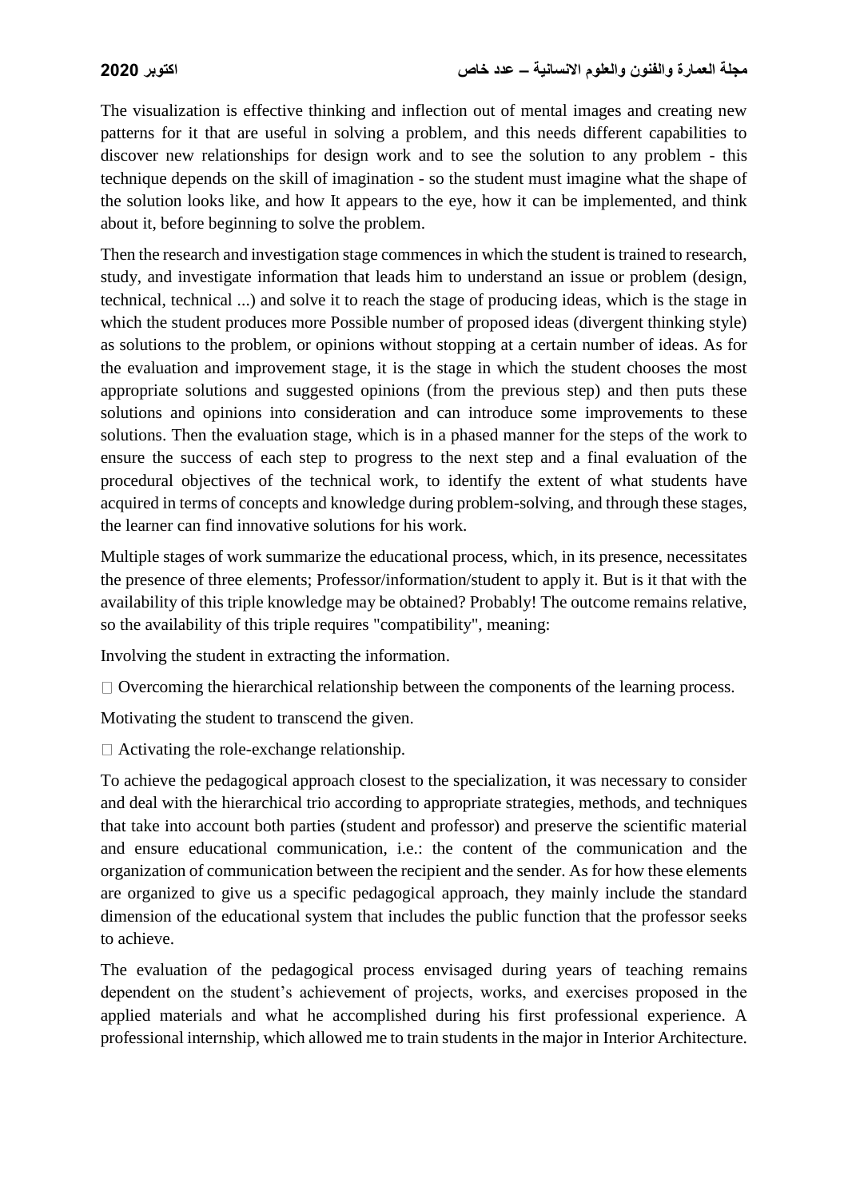The visualization is effective thinking and inflection out of mental images and creating new patterns for it that are useful in solving a problem, and this needs different capabilities to discover new relationships for design work and to see the solution to any problem - this technique depends on the skill of imagination - so the student must imagine what the shape of the solution looks like, and how It appears to the eye, how it can be implemented, and think about it, before beginning to solve the problem.

Then the research and investigation stage commences in which the student is trained to research, study, and investigate information that leads him to understand an issue or problem (design, technical, technical ...) and solve it to reach the stage of producing ideas, which is the stage in which the student produces more Possible number of proposed ideas (divergent thinking style) as solutions to the problem, or opinions without stopping at a certain number of ideas. As for the evaluation and improvement stage, it is the stage in which the student chooses the most appropriate solutions and suggested opinions (from the previous step) and then puts these solutions and opinions into consideration and can introduce some improvements to these solutions. Then the evaluation stage, which is in a phased manner for the steps of the work to ensure the success of each step to progress to the next step and a final evaluation of the procedural objectives of the technical work, to identify the extent of what students have acquired in terms of concepts and knowledge during problem-solving, and through these stages, the learner can find innovative solutions for his work.

Multiple stages of work summarize the educational process, which, in its presence, necessitates the presence of three elements; Professor/information/student to apply it. But is it that with the availability of this triple knowledge may be obtained? Probably! The outcome remains relative, so the availability of this triple requires "compatibility", meaning:

- Involving the student in extracting the information.
- Overcoming the hierarchical relationship between the components of the learning process.
- Motivating the student to transcend the given.
- Activating the role-exchange relationship.

To achieve the pedagogical approach closest to the specialization, it was necessary to consider and deal with the hierarchical trio according to appropriate strategies, methods, and techniques that take into account both parties (student and professor) and preserve the scientific material and ensure educational communication, i.e.: the content of the communication and the organization of communication between the recipient and the sender. As for how these elements are organized to give us a specific pedagogical approach, they mainly include the standard dimension of the educational system that includes the public function that the professor seeks to achieve.

The evaluation of the pedagogical process envisaged during years of teaching remains dependent on the student's achievement of projects, works, and exercises proposed in the applied materials and what he accomplished during his first professional experience. A professional internship, which allowed me to train students in the major in Interior Architecture.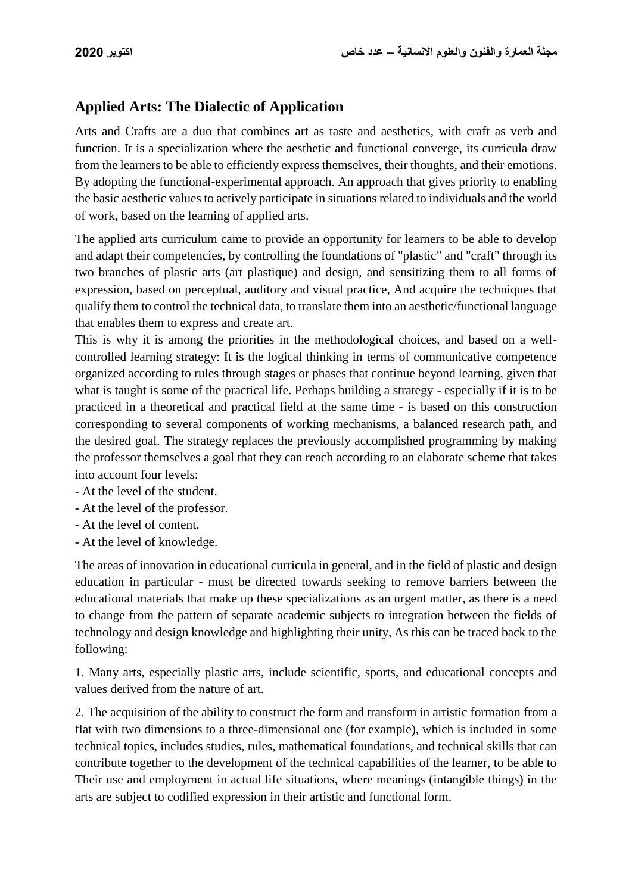## Applied Arts: The Dialectic of Application

Arts and Crafts are a duo that combines art as taste and aesthetics, with craft as verb and function. It is a specialization where the aesthetic and functional converge, its curricula draw from the learners to be able to efficiently express themselves, their thoughts, and their emotions. By adopting the functional-experimental approach. An approach that gives priority to enabling the basic aesthetic values to actively participate in situations related to individuals and the world of work, based on the learning of applied arts.

The applied arts curriculum came to provide an opportunity for learners to be able to develop and adapt their competencies, by controlling the foundations of "plastic" and "craft" through its two branches of plastic arts (art plastique) and design, and sensitizing them to all forms of expression, based on perceptual, auditory and visual practice, And acquire the techniques that qualify them to control the technical data, to translate them into an aesthetic/functional language that enables them to express and create art.

This is why it is among the priorities in the methodological choices, and based on a well-controlled learning strategy: It is the logical thinking in terms of communicative competence organized according to rules through stages or phases that continue beyond learning, given that what is taught is some of the practical life. Perhaps building a strategy - especially if it is to be practiced in a theoretical and practical field at the same time - is based on this construction corresponding to several components of working mechanisms, a balanced research path, and the desired goal. The strategy replaces the previously accomplished programming by making the professor themselves a goal that they can reach according to an elaborate scheme that takes into account four levels:

- At the level of the student.
- At the level of the professor.
- At the level of content.
- At the level of knowledge.

The areas of innovation in educational curricula in general, and in the field of plastic and design education in particular - must be directed towards seeking to remove barriers between the educational materials that make up these specializations as an urgent matter, as there is a need to change from the pattern of separate academic subjects to integration between the fields of technology and design knowledge and highlighting their unity, As this can be traced back to the following:

1. Many arts, especially plastic arts, include scientific, sports, and educational concepts and values derived from the nature of art.

2. The acquisition of the ability to construct the form and transform in artistic formation from a flat with two dimensions to a three-dimensional one (for example), which is included in some technical topics, includes studies, rules, mathematical foundations, and technical skills that can contribute together to the development of the technical capabilities of the learner, to be able to Their use and employment in actual life situations, where meanings (intangible things) in the arts are subject to codified expression in their artistic and functional form.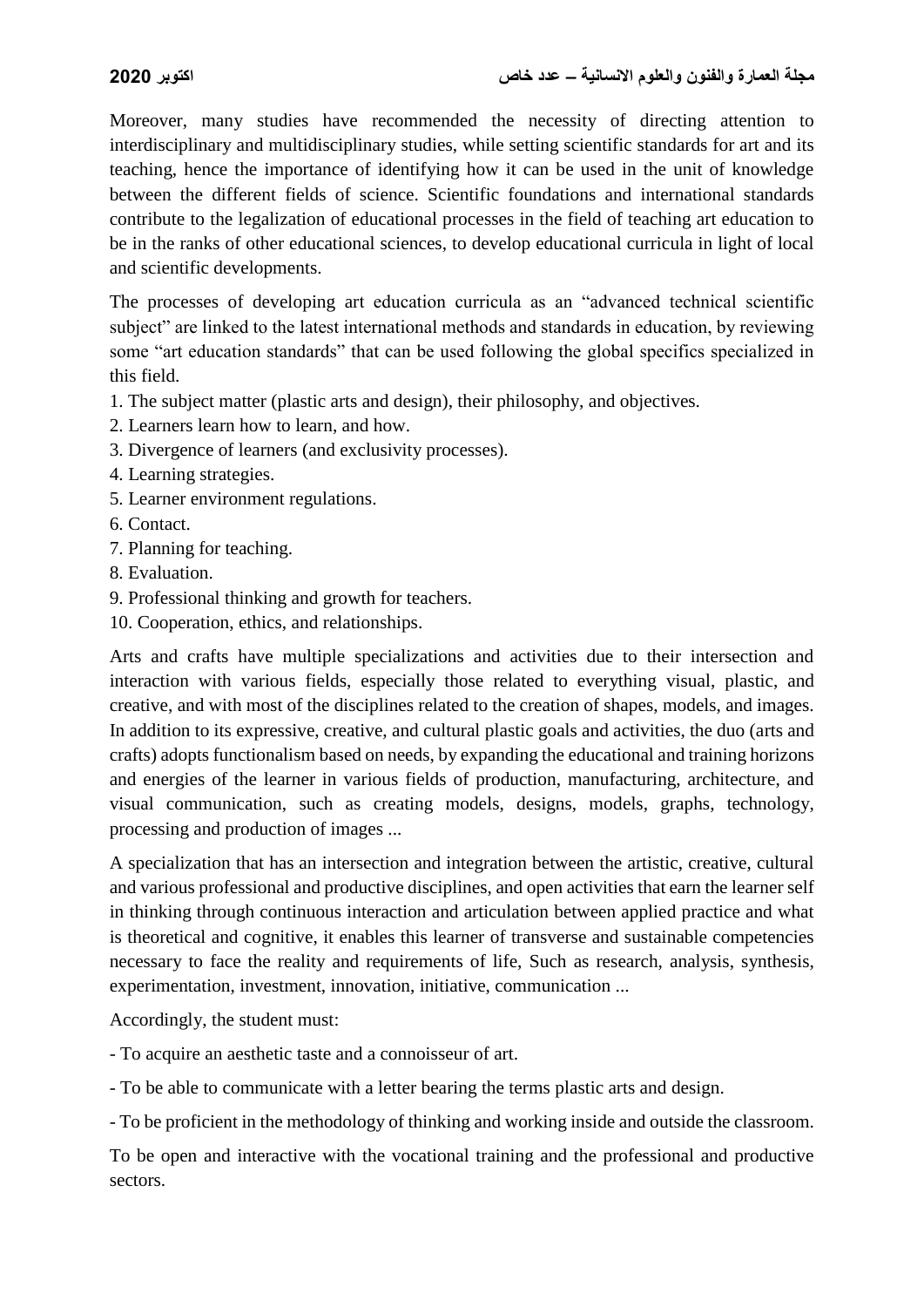Moreover, many studies have recommended the necessity of directing attention to interdisciplinary and multidisciplinary studies, while setting scientific standards for art and its teaching, hence the importance of identifying how it can be used in the unit of knowledge between the different fields of science. Scientific foundations and international standards contribute to the legalization of educational processes in the field of teaching art education to be in the ranks of other educational sciences, to develop educational curricula in light of local and scientific developments.

The processes of developing art education curricula as an "advanced technical scientific subject" are linked to the latest international methods and standards in education, by reviewing some "art education standards" that can be used following the global specifics specialized in this field.

1. The subject matter (plastic arts and design), their philosophy, and objectives.
2. Learners learn how to learn, and how.
3. Divergence of learners (and exclusivity processes).
4. Learning strategies.
5. Learner environment regulations.
6. Contact.
7. Planning for teaching.
8. Evaluation.
9. Professional thinking and growth for teachers.
10. Cooperation, ethics, and relationships.

Arts and crafts have multiple specializations and activities due to their intersection and interaction with various fields, especially those related to everything visual, plastic, and creative, and with most of the disciplines related to the creation of shapes, models, and images. In addition to its expressive, creative, and cultural plastic goals and activities, the duo (arts and crafts) adopts functionalism based on needs, by expanding the educational and training horizons and energies of the learner in various fields of production, manufacturing, architecture, and visual communication, such as creating models, designs, models, graphs, technology, processing and production of images ...

A specialization that has an intersection and integration between the artistic, creative, cultural and various professional and productive disciplines, and open activities that earn the learner self in thinking through continuous interaction and articulation between applied practice and what is theoretical and cognitive, it enables this learner of transverse and sustainable competencies necessary to face the reality and requirements of life, Such as research, analysis, synthesis, experimentation, investment, innovation, initiative, communication ...

Accordingly, the student must:

- To acquire an aesthetic taste and a connoisseur of art.

- To be able to communicate with a letter bearing the terms plastic arts and design.

- To be proficient in the methodology of thinking and working inside and outside the classroom.

To be open and interactive with the vocational training and the professional and productive sectors.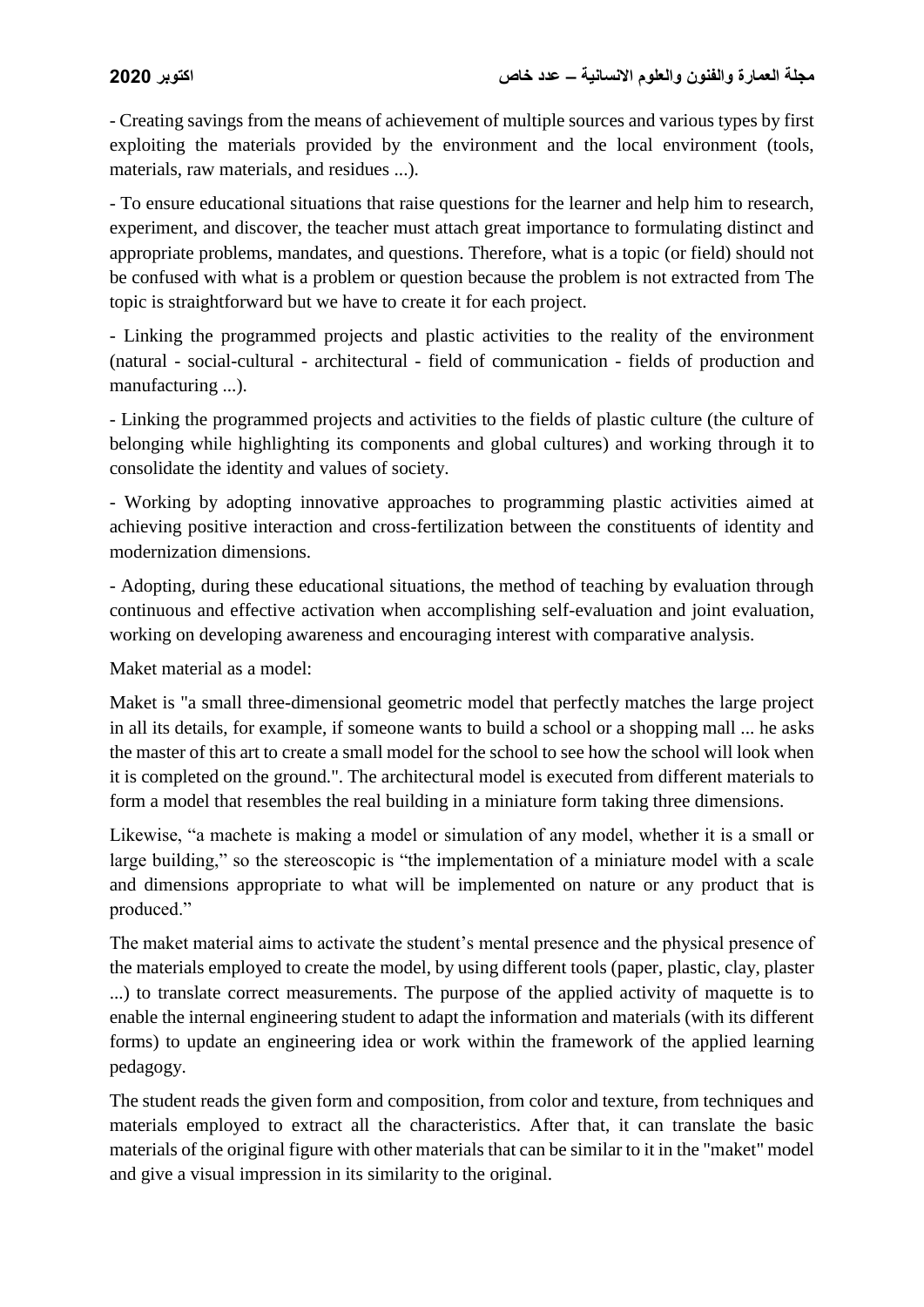- Creating savings from the means of achievement of multiple sources and various types by first exploiting the materials provided by the environment and the local environment (tools, materials, raw materials, and residues ...).

- To ensure educational situations that raise questions for the learner and help him to research, experiment, and discover, the teacher must attach great importance to formulating distinct and appropriate problems, mandates, and questions. Therefore, what is a topic (or field) should not be confused with what is a problem or question because the problem is not extracted from The topic is straightforward but we have to create it for each project.

- Linking the programmed projects and plastic activities to the reality of the environment (natural - social-cultural - architectural - field of communication - fields of production and manufacturing ...).

- Linking the programmed projects and activities to the fields of plastic culture (the culture of belonging while highlighting its components and global cultures) and working through it to consolidate the identity and values of society.

- Working by adopting innovative approaches to programming plastic activities aimed at achieving positive interaction and cross-fertilization between the constituents of identity and modernization dimensions.

- Adopting, during these educational situations, the method of teaching by evaluation through continuous and effective activation when accomplishing self-evaluation and joint evaluation, working on developing awareness and encouraging interest with comparative analysis.

Maket material as a model:

Maket is "a small three-dimensional geometric model that perfectly matches the large project in all its details, for example, if someone wants to build a school or a shopping mall ... he asks the master of this art to create a small model for the school to see how the school will look when it is completed on the ground.". The architectural model is executed from different materials to form a model that resembles the real building in a miniature form taking three dimensions.

Likewise, "a machete is making a model or simulation of any model, whether it is a small or large building," so the stereoscopic is "the implementation of a miniature model with a scale and dimensions appropriate to what will be implemented on nature or any product that is produced."

The maket material aims to activate the student's mental presence and the physical presence of the materials employed to create the model, by using different tools (paper, plastic, clay, plaster ...) to translate correct measurements. The purpose of the applied activity of maquette is to enable the internal engineering student to adapt the information and materials (with its different forms) to update an engineering idea or work within the framework of the applied learning pedagogy.

The student reads the given form and composition, from color and texture, from techniques and materials employed to extract all the characteristics. After that, it can translate the basic materials of the original figure with other materials that can be similar to it in the "maket" model and give a visual impression in its similarity to the original.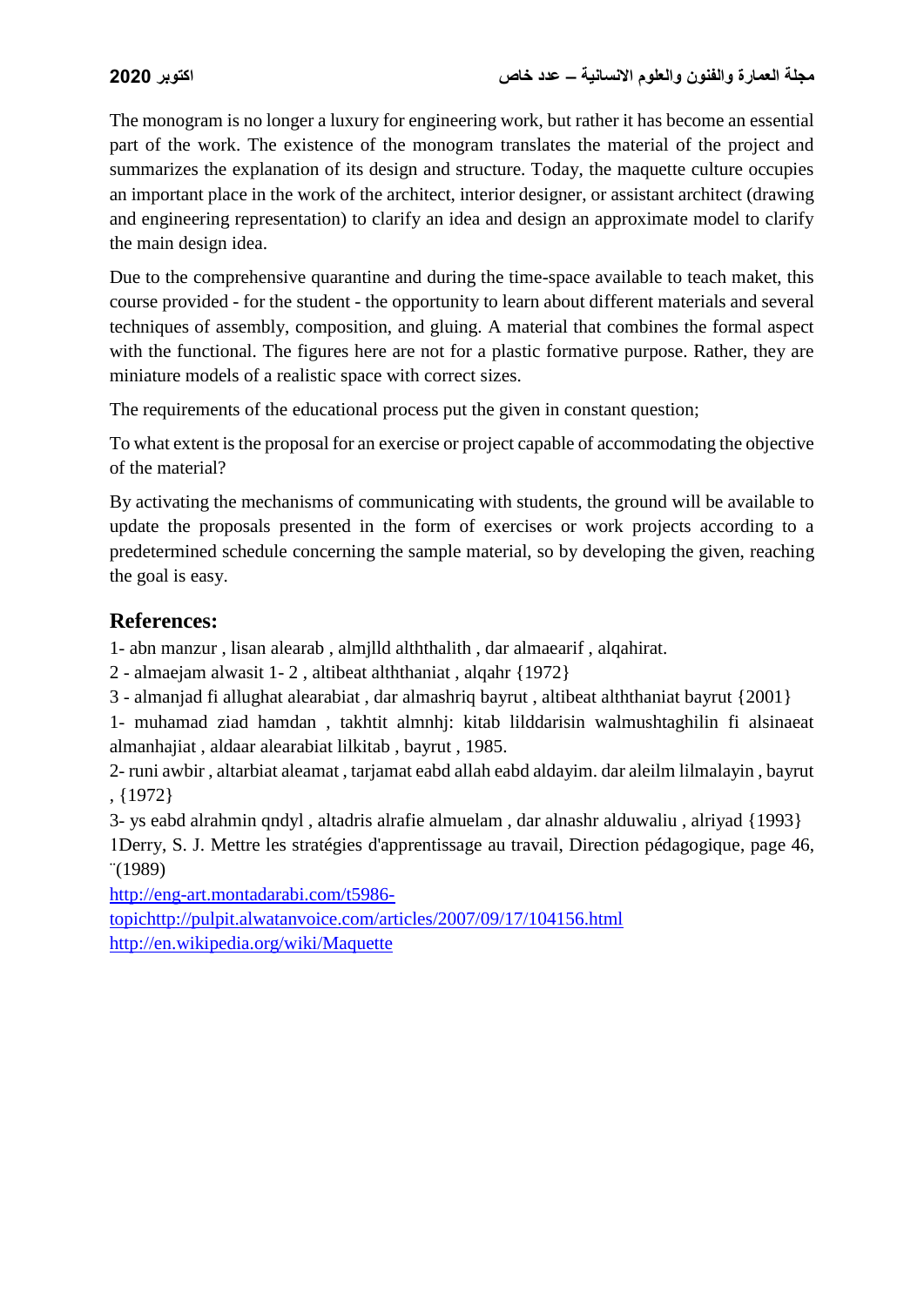The monogram is no longer a luxury for engineering work, but rather it has become an essential part of the work. The existence of the monogram translates the material of the project and summarizes the explanation of its design and structure. Today, the maquette culture occupies an important place in the work of the architect, interior designer, or assistant architect (drawing and engineering representation) to clarify an idea and design an approximate model to clarify the main design idea.

Due to the comprehensive quarantine and during the time-space available to teach maket, this course provided - for the student - the opportunity to learn about different materials and several techniques of assembly, composition, and gluing. A material that combines the formal aspect with the functional. The figures here are not for a plastic formative purpose. Rather, they are miniature models of a realistic space with correct sizes.

The requirements of the educational process put the given in constant question;

To what extent is the proposal for an exercise or project capable of accommodating the objective of the material?

By activating the mechanisms of communicating with students, the ground will be available to update the proposals presented in the form of exercises or work projects according to a predetermined schedule concerning the sample material, so by developing the given, reaching the goal is easy.

## References:

1- abn manzur , lisan alearab , almjlld alththalith , dar almaearif , alqahirat.

2 - almaejam alwasit 1- 2 , altibeat alththaniat , alqahr {1972}

3 - almanjad fi allughat alearabiat , dar almashriq bayrut , altibeat alththaniat bayrut {2001}

1- muhamad ziad hamdan , takhtit almnhj: kitab lilddarisin walmushtaghilin fi alsinaeat almanhajiat , aldaar alearabiat lilkitab , bayrut , 1985.

2- runi awbir , altarbiat aleamat , tarjamat eabd allah eabd aldayim. dar aleilm lilmalayin , bayrut , {1972}

3- ys eabd alrahmin qndyl , altadris alrafie almuelam , dar alnashr alduwaliu , alriyad {1993}

1Derry, S. J. Mettre les stratégies d'apprentissage au travail, Direction pédagogique, page 46, ¨(1989)

http://eng-art.montadarabi.com/t5986-topichttp://pulpit.alwatanvoice.com/articles/2007/09/17/104156.html

http://en.wikipedia.org/wiki/Maquette